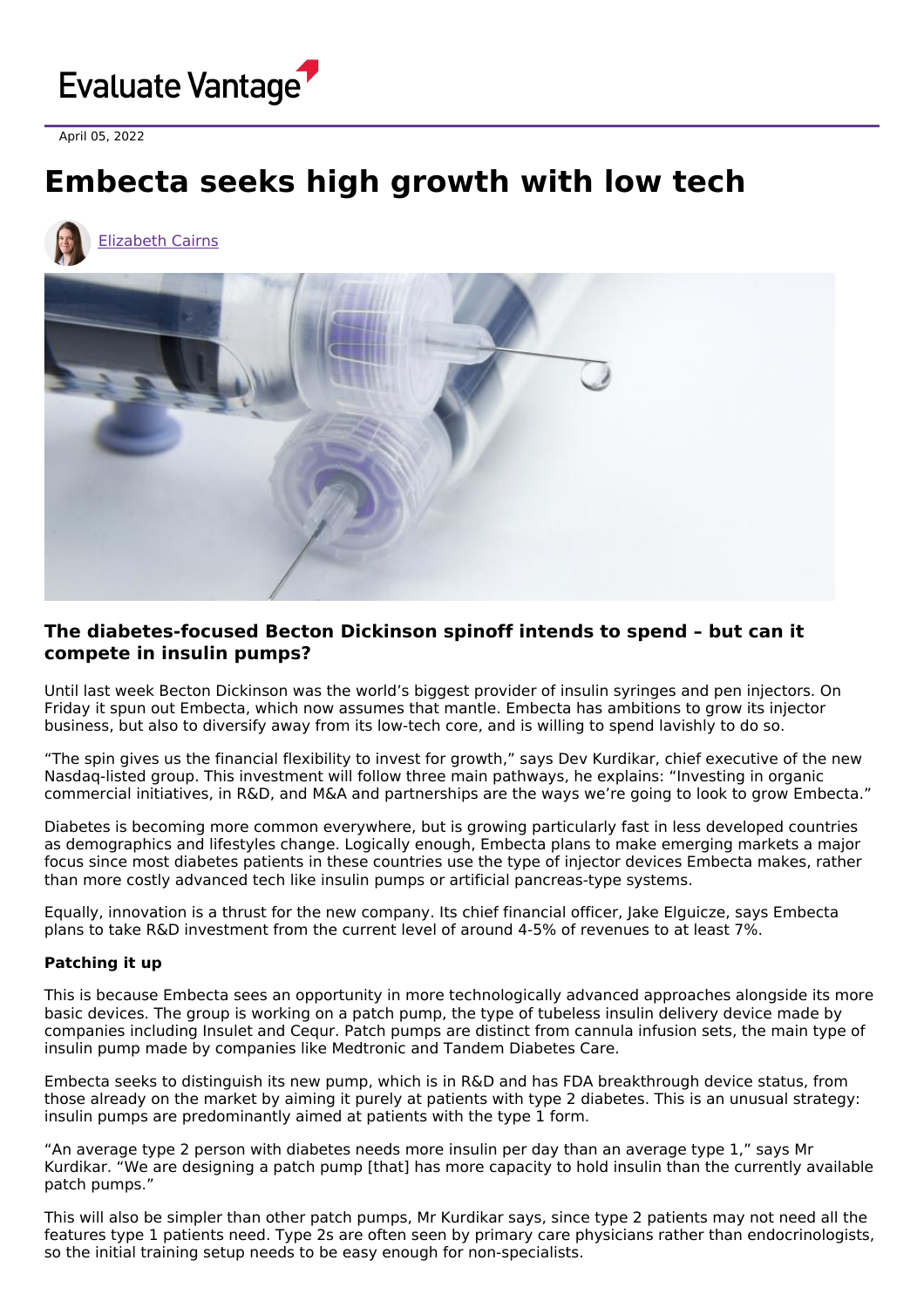April 05, 2022

# Embecta seeks high growth with low tech

Elizabeth Cairns

### The diabetes-focused Becton Dickinson spinoff intends to spend – but can it compete in insulin pumps?

Until last week Becton Dickinson was the world's biggest provider of insulin syringes and pen injectors. On Friday it spun out Embecta, which now assumes that mantle. Embecta has ambitions to grow its injector business, but also to diversify away from its low-tech core, and is willing to spend lavishly to do so.

"The spin gives us the financial flexibility to invest for growth," says Dev Kurdikar, chief executive of the new Nasdaq-listed group. This investment will follow three main pathways, he explains: "Investing in organic commercial initiatives, in R&D, and M&A and partnerships are the ways we're going to look to grow Embecta."

Diabetes is becoming more common everywhere, but is growing particularly fast in less developed countries as demographics and lifestyles change. Logically enough, Embecta plans to make emerging markets a major focus since most diabetes patients in these countries use the type of injector devices Embecta makes, rather than more costly advanced tech like insulin pumps or artificial pancreas-type systems.

Equally, innovation is a thrust for the new company. Its chief financial officer, Jake Elguicze, says Embecta plans to take R&D investment from the current level of around 4-5% of revenues to at least 7%.

**Patching it up**

This is because Embecta sees an opportunity in more technologically advanced approaches alongside its more basic devices. The group is working on a patch pump, the type of tubeless insulin delivery device made by companies including Insulet and Cequr. Patch pumps are distinct from cannula infusion sets, the main type of insulin pump made by companies like Medtronic and Tandem Diabetes Care.

Embecta seeks to distinguish its new pump, which is in R&D and has FDA breakthrough device status, from those already on the market by aiming it purely at patients with type 2 diabetes. This is an unusual strategy: insulin pumps are predominantly aimed at patients with the type 1 form.

"An average type 2 person with diabetes needs more insulin per day than an average type 1," says Mr Kurdikar. "We are designing a patch pump [that] has more capacity to hold insulin than the currently available patch pumps."

This will also be simpler than other patch pumps, Mr Kurdikar says, since type 2 patients may not need all the features type 1 patients need. Type 2s are often seen by primary care physicians rather than endocrinologists, so the initial training setup needs to be easy enough for non-specialists.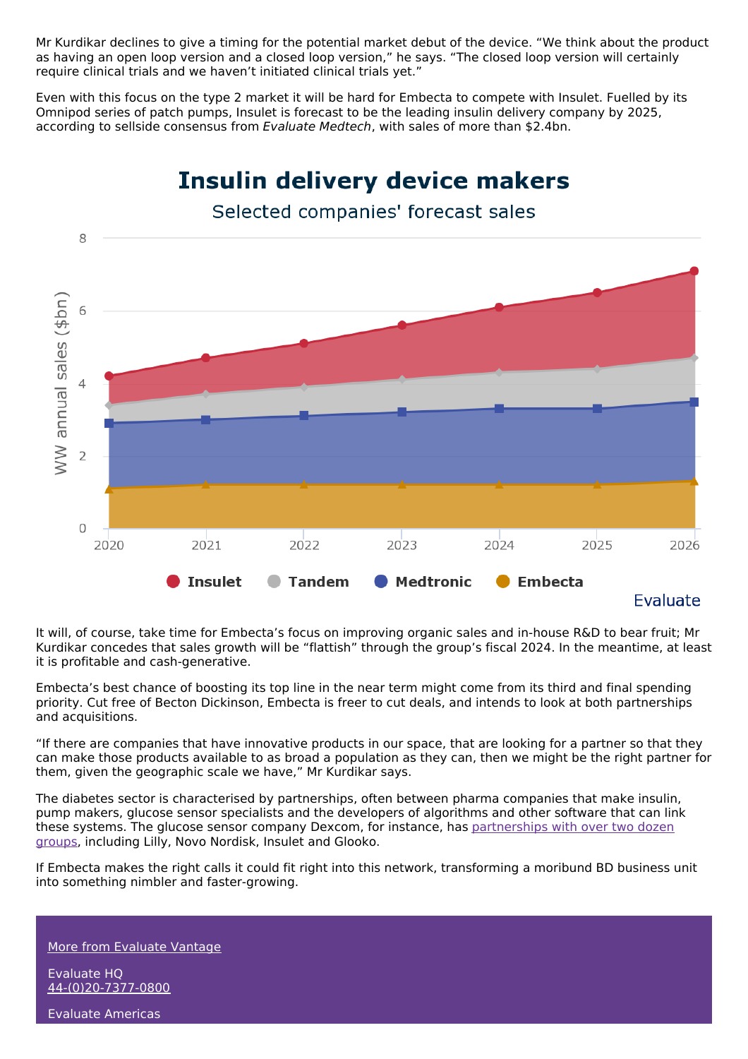Mr Kurdikar declines to give a timing for the potential market debut of the device. "We think about the product as having an open loop version and a closed loop version," he says. "The closed loop version will certainly require clinical trials and we haven't initiated clinical trials yet."

Even with this focus on the type 2 market it will be hard for Embecta to compete with Insulet. Fuelled by its Omnipod series of patch pumps, Insulet is forecast to be the leading insulin delivery company by 2025, according to sellside consensus from *Evaluate Medtech*, with sales of more than $2.4bn.

It will, of course, take time for Embecta's focus on improving organic sales and in-house R&D to bear fruit; Mr Kurdikar concedes that sales growth will be "flattish" through the group's fiscal 2024. In the meantime, at least it is profitable and cash-generative.

Embecta's best chance of boosting its top line in the near term might come from its third and final spending priority. Cut free of Becton Dickinson, Embecta is freer to cut deals, and intends to look at both partnerships and acquisitions.

"If there are companies that have innovative products in our space, that are looking for a partner so that they can make those products available to as broad a population as they can, then we might be the right partner for them, given the geographic scale we have," Mr Kurdikar says.

The diabetes sector is characterised by partnerships, often between pharma companies that make insulin, pump makers, glucose sensor specialists and the developers of algorithms and other software that can link these systems. The glucose sensor company Dexcom, for instance, has partnerships with over two dozen groups, including Lilly, Novo Nordisk, Insulet and Glooko.

If Embecta makes the right calls it could fit right into this network, transforming a moribund BD business unit into something nimbler and faster-growing.

More from Evaluate Vantage

Evaluate HQ
44-(0)20-7377-0800

Evaluate Americas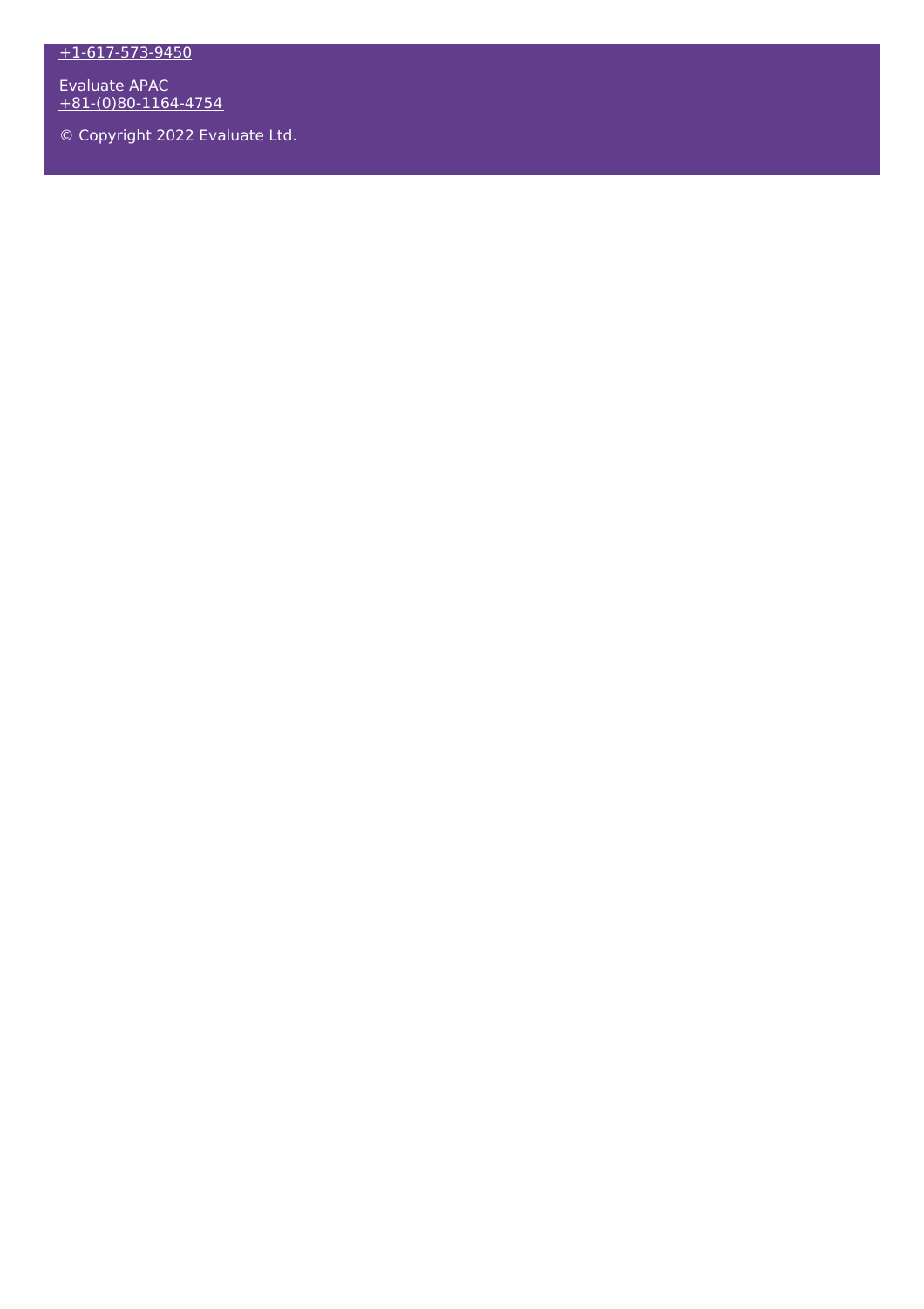+1-617-573-9450

Evaluate APAC
+81-(0)80-1164-4754

© Copyright 2022 Evaluate Ltd.